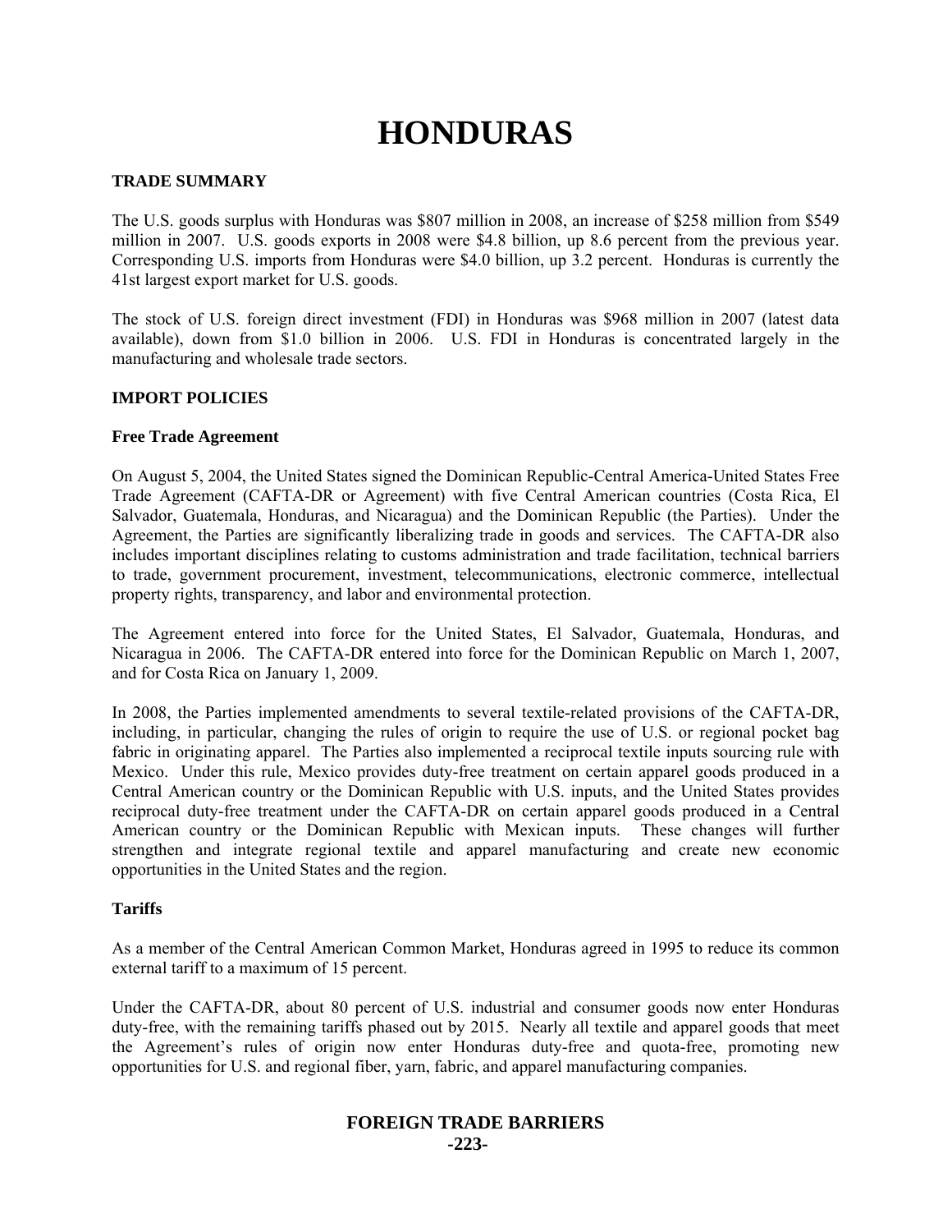# HONDURAS

## TRADE SUMMARY

The U.S. goods surplus with Honduras was $807 million in 2008, an increase of $258 million from $549 million in 2007. U.S. goods exports in 2008 were $4.8 billion, up 8.6 percent from the previous year. Corresponding U.S. imports from Honduras were $4.0 billion, up 3.2 percent. Honduras is currently the 41st largest export market for U.S. goods.

The stock of U.S. foreign direct investment (FDI) in Honduras was $968 million in 2007 (latest data available), down from $1.0 billion in 2006. U.S. FDI in Honduras is concentrated largely in the manufacturing and wholesale trade sectors.

## IMPORT POLICIES

### Free Trade Agreement

On August 5, 2004, the United States signed the Dominican Republic-Central America-United States Free Trade Agreement (CAFTA-DR or Agreement) with five Central American countries (Costa Rica, El Salvador, Guatemala, Honduras, and Nicaragua) and the Dominican Republic (the Parties). Under the Agreement, the Parties are significantly liberalizing trade in goods and services. The CAFTA-DR also includes important disciplines relating to customs administration and trade facilitation, technical barriers to trade, government procurement, investment, telecommunications, electronic commerce, intellectual property rights, transparency, and labor and environmental protection.

The Agreement entered into force for the United States, El Salvador, Guatemala, Honduras, and Nicaragua in 2006. The CAFTA-DR entered into force for the Dominican Republic on March 1, 2007, and for Costa Rica on January 1, 2009.

In 2008, the Parties implemented amendments to several textile-related provisions of the CAFTA-DR, including, in particular, changing the rules of origin to require the use of U.S. or regional pocket bag fabric in originating apparel. The Parties also implemented a reciprocal textile inputs sourcing rule with Mexico. Under this rule, Mexico provides duty-free treatment on certain apparel goods produced in a Central American country or the Dominican Republic with U.S. inputs, and the United States provides reciprocal duty-free treatment under the CAFTA-DR on certain apparel goods produced in a Central American country or the Dominican Republic with Mexican inputs. These changes will further strengthen and integrate regional textile and apparel manufacturing and create new economic opportunities in the United States and the region.

### Tariffs

As a member of the Central American Common Market, Honduras agreed in 1995 to reduce its common external tariff to a maximum of 15 percent.

Under the CAFTA-DR, about 80 percent of U.S. industrial and consumer goods now enter Honduras duty-free, with the remaining tariffs phased out by 2015. Nearly all textile and apparel goods that meet the Agreement's rules of origin now enter Honduras duty-free and quota-free, promoting new opportunities for U.S. and regional fiber, yarn, fabric, and apparel manufacturing companies.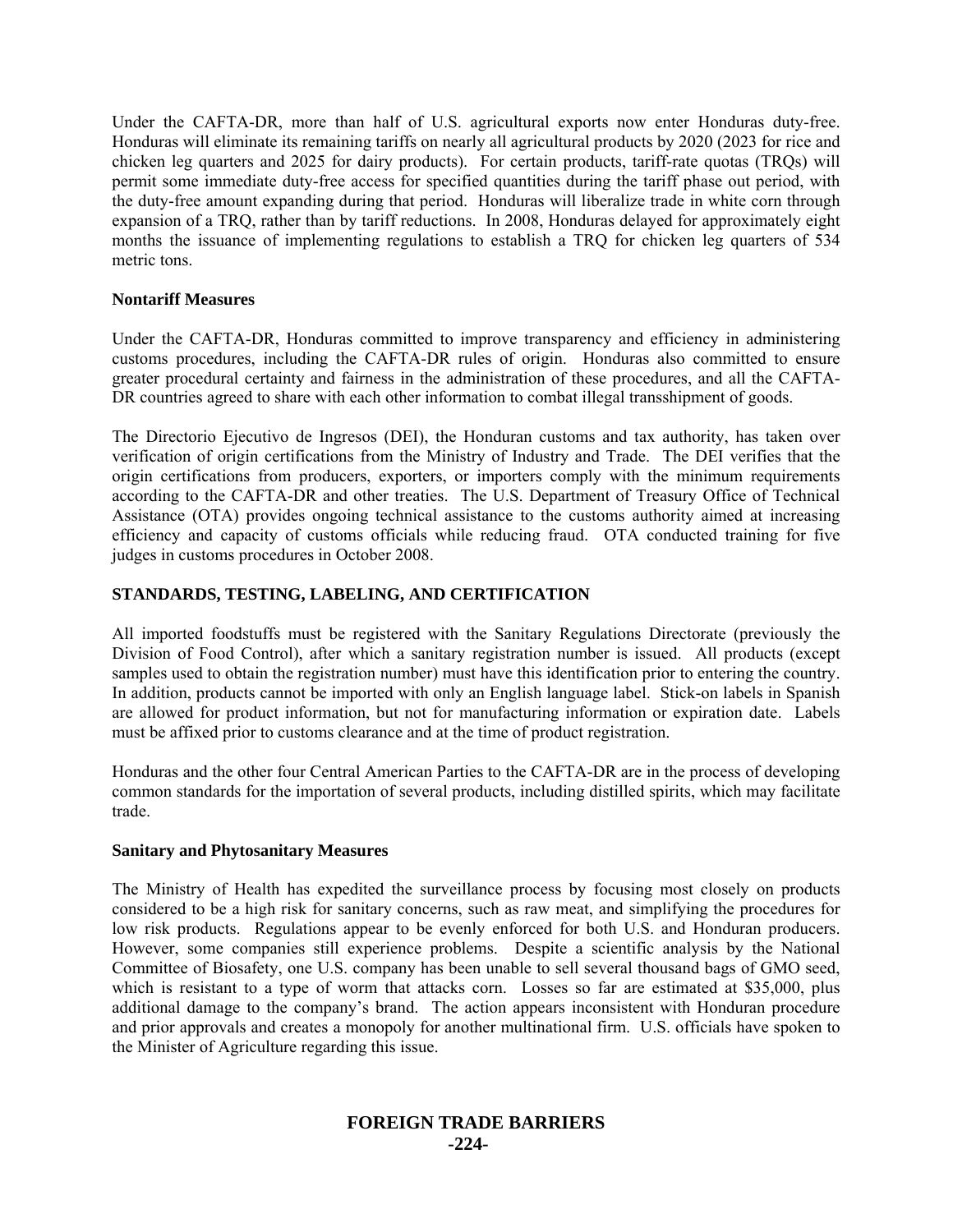Under the CAFTA-DR, more than half of U.S. agricultural exports now enter Honduras duty-free. Honduras will eliminate its remaining tariffs on nearly all agricultural products by 2020 (2023 for rice and chicken leg quarters and 2025 for dairy products). For certain products, tariff-rate quotas (TRQs) will permit some immediate duty-free access for specified quantities during the tariff phase out period, with the duty-free amount expanding during that period. Honduras will liberalize trade in white corn through expansion of a TRQ, rather than by tariff reductions. In 2008, Honduras delayed for approximately eight months the issuance of implementing regulations to establish a TRQ for chicken leg quarters of 534 metric tons.

**Nontariff Measures**

Under the CAFTA-DR, Honduras committed to improve transparency and efficiency in administering customs procedures, including the CAFTA-DR rules of origin. Honduras also committed to ensure greater procedural certainty and fairness in the administration of these procedures, and all the CAFTA-DR countries agreed to share with each other information to combat illegal transshipment of goods.

The Directorio Ejecutivo de Ingresos (DEI), the Honduran customs and tax authority, has taken over verification of origin certifications from the Ministry of Industry and Trade. The DEI verifies that the origin certifications from producers, exporters, or importers comply with the minimum requirements according to the CAFTA-DR and other treaties. The U.S. Department of Treasury Office of Technical Assistance (OTA) provides ongoing technical assistance to the customs authority aimed at increasing efficiency and capacity of customs officials while reducing fraud. OTA conducted training for five judges in customs procedures in October 2008.

## STANDARDS, TESTING, LABELING, AND CERTIFICATION

All imported foodstuffs must be registered with the Sanitary Regulations Directorate (previously the Division of Food Control), after which a sanitary registration number is issued. All products (except samples used to obtain the registration number) must have this identification prior to entering the country. In addition, products cannot be imported with only an English language label. Stick-on labels in Spanish are allowed for product information, but not for manufacturing information or expiration date. Labels must be affixed prior to customs clearance and at the time of product registration.

Honduras and the other four Central American Parties to the CAFTA-DR are in the process of developing common standards for the importation of several products, including distilled spirits, which may facilitate trade.

**Sanitary and Phytosanitary Measures**

The Ministry of Health has expedited the surveillance process by focusing most closely on products considered to be a high risk for sanitary concerns, such as raw meat, and simplifying the procedures for low risk products. Regulations appear to be evenly enforced for both U.S. and Honduran producers. However, some companies still experience problems. Despite a scientific analysis by the National Committee of Biosafety, one U.S. company has been unable to sell several thousand bags of GMO seed, which is resistant to a type of worm that attacks corn. Losses so far are estimated at $35,000, plus additional damage to the company's brand. The action appears inconsistent with Honduran procedure and prior approvals and creates a monopoly for another multinational firm. U.S. officials have spoken to the Minister of Agriculture regarding this issue.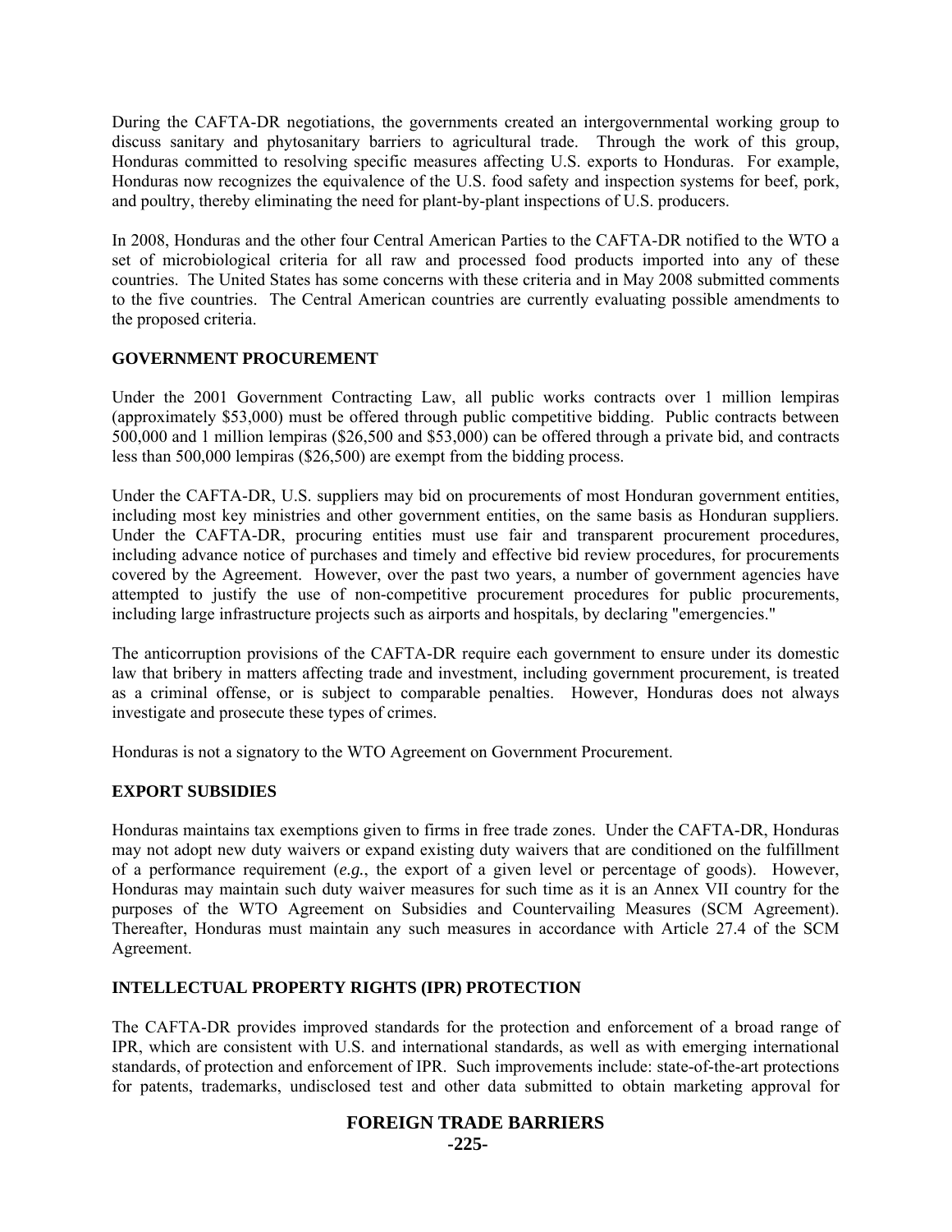During the CAFTA-DR negotiations, the governments created an intergovernmental working group to discuss sanitary and phytosanitary barriers to agricultural trade. Through the work of this group, Honduras committed to resolving specific measures affecting U.S. exports to Honduras. For example, Honduras now recognizes the equivalence of the U.S. food safety and inspection systems for beef, pork, and poultry, thereby eliminating the need for plant-by-plant inspections of U.S. producers.

In 2008, Honduras and the other four Central American Parties to the CAFTA-DR notified to the WTO a set of microbiological criteria for all raw and processed food products imported into any of these countries. The United States has some concerns with these criteria and in May 2008 submitted comments to the five countries. The Central American countries are currently evaluating possible amendments to the proposed criteria.

## GOVERNMENT PROCUREMENT

Under the 2001 Government Contracting Law, all public works contracts over 1 million lempiras (approximately $53,000) must be offered through public competitive bidding. Public contracts between 500,000 and 1 million lempiras ($26,500 and $53,000) can be offered through a private bid, and contracts less than 500,000 lempiras ($26,500) are exempt from the bidding process.

Under the CAFTA-DR, U.S. suppliers may bid on procurements of most Honduran government entities, including most key ministries and other government entities, on the same basis as Honduran suppliers. Under the CAFTA-DR, procuring entities must use fair and transparent procurement procedures, including advance notice of purchases and timely and effective bid review procedures, for procurements covered by the Agreement. However, over the past two years, a number of government agencies have attempted to justify the use of non-competitive procurement procedures for public procurements, including large infrastructure projects such as airports and hospitals, by declaring "emergencies."

The anticorruption provisions of the CAFTA-DR require each government to ensure under its domestic law that bribery in matters affecting trade and investment, including government procurement, is treated as a criminal offense, or is subject to comparable penalties. However, Honduras does not always investigate and prosecute these types of crimes.

Honduras is not a signatory to the WTO Agreement on Government Procurement.

## EXPORT SUBSIDIES

Honduras maintains tax exemptions given to firms in free trade zones. Under the CAFTA-DR, Honduras may not adopt new duty waivers or expand existing duty waivers that are conditioned on the fulfillment of a performance requirement (*e.g.*, the export of a given level or percentage of goods). However, Honduras may maintain such duty waiver measures for such time as it is an Annex VII country for the purposes of the WTO Agreement on Subsidies and Countervailing Measures (SCM Agreement). Thereafter, Honduras must maintain any such measures in accordance with Article 27.4 of the SCM Agreement.

## INTELLECTUAL PROPERTY RIGHTS (IPR) PROTECTION

The CAFTA-DR provides improved standards for the protection and enforcement of a broad range of IPR, which are consistent with U.S. and international standards, as well as with emerging international standards, of protection and enforcement of IPR. Such improvements include: state-of-the-art protections for patents, trademarks, undisclosed test and other data submitted to obtain marketing approval for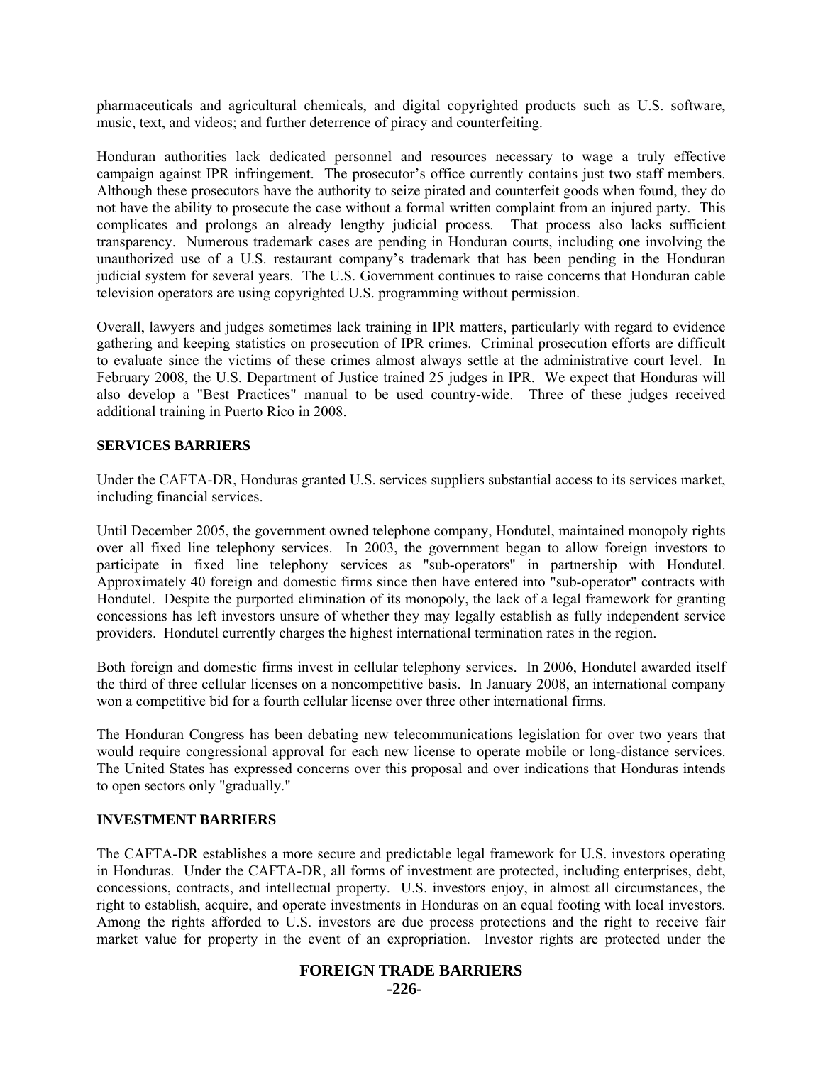pharmaceuticals and agricultural chemicals, and digital copyrighted products such as U.S. software, music, text, and videos; and further deterrence of piracy and counterfeiting.

Honduran authorities lack dedicated personnel and resources necessary to wage a truly effective campaign against IPR infringement. The prosecutor's office currently contains just two staff members. Although these prosecutors have the authority to seize pirated and counterfeit goods when found, they do not have the ability to prosecute the case without a formal written complaint from an injured party. This complicates and prolongs an already lengthy judicial process. That process also lacks sufficient transparency. Numerous trademark cases are pending in Honduran courts, including one involving the unauthorized use of a U.S. restaurant company's trademark that has been pending in the Honduran judicial system for several years. The U.S. Government continues to raise concerns that Honduran cable television operators are using copyrighted U.S. programming without permission.

Overall, lawyers and judges sometimes lack training in IPR matters, particularly with regard to evidence gathering and keeping statistics on prosecution of IPR crimes. Criminal prosecution efforts are difficult to evaluate since the victims of these crimes almost always settle at the administrative court level. In February 2008, the U.S. Department of Justice trained 25 judges in IPR. We expect that Honduras will also develop a "Best Practices" manual to be used country-wide. Three of these judges received additional training in Puerto Rico in 2008.

## SERVICES BARRIERS

Under the CAFTA-DR, Honduras granted U.S. services suppliers substantial access to its services market, including financial services.

Until December 2005, the government owned telephone company, Hondutel, maintained monopoly rights over all fixed line telephony services. In 2003, the government began to allow foreign investors to participate in fixed line telephony services as "sub-operators" in partnership with Hondutel. Approximately 40 foreign and domestic firms since then have entered into "sub-operator" contracts with Hondutel. Despite the purported elimination of its monopoly, the lack of a legal framework for granting concessions has left investors unsure of whether they may legally establish as fully independent service providers. Hondutel currently charges the highest international termination rates in the region.

Both foreign and domestic firms invest in cellular telephony services. In 2006, Hondutel awarded itself the third of three cellular licenses on a noncompetitive basis. In January 2008, an international company won a competitive bid for a fourth cellular license over three other international firms.

The Honduran Congress has been debating new telecommunications legislation for over two years that would require congressional approval for each new license to operate mobile or long-distance services. The United States has expressed concerns over this proposal and over indications that Honduras intends to open sectors only "gradually."

## INVESTMENT BARRIERS

The CAFTA-DR establishes a more secure and predictable legal framework for U.S. investors operating in Honduras. Under the CAFTA-DR, all forms of investment are protected, including enterprises, debt, concessions, contracts, and intellectual property. U.S. investors enjoy, in almost all circumstances, the right to establish, acquire, and operate investments in Honduras on an equal footing with local investors. Among the rights afforded to U.S. investors are due process protections and the right to receive fair market value for property in the event of an expropriation. Investor rights are protected under the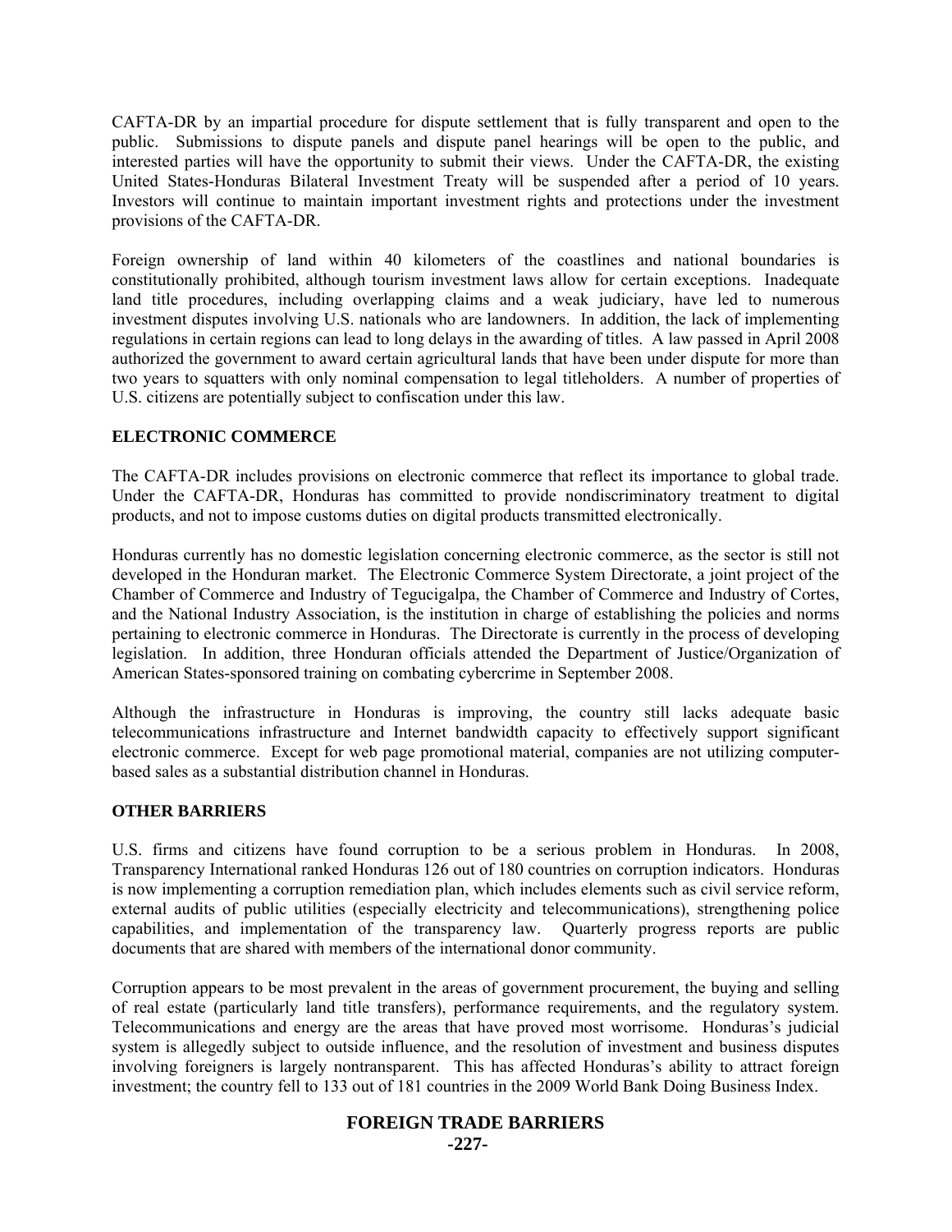CAFTA-DR by an impartial procedure for dispute settlement that is fully transparent and open to the public. Submissions to dispute panels and dispute panel hearings will be open to the public, and interested parties will have the opportunity to submit their views. Under the CAFTA-DR, the existing United States-Honduras Bilateral Investment Treaty will be suspended after a period of 10 years. Investors will continue to maintain important investment rights and protections under the investment provisions of the CAFTA-DR.

Foreign ownership of land within 40 kilometers of the coastlines and national boundaries is constitutionally prohibited, although tourism investment laws allow for certain exceptions. Inadequate land title procedures, including overlapping claims and a weak judiciary, have led to numerous investment disputes involving U.S. nationals who are landowners. In addition, the lack of implementing regulations in certain regions can lead to long delays in the awarding of titles. A law passed in April 2008 authorized the government to award certain agricultural lands that have been under dispute for more than two years to squatters with only nominal compensation to legal titleholders. A number of properties of U.S. citizens are potentially subject to confiscation under this law.

**ELECTRONIC COMMERCE**

The CAFTA-DR includes provisions on electronic commerce that reflect its importance to global trade. Under the CAFTA-DR, Honduras has committed to provide nondiscriminatory treatment to digital products, and not to impose customs duties on digital products transmitted electronically.

Honduras currently has no domestic legislation concerning electronic commerce, as the sector is still not developed in the Honduran market. The Electronic Commerce System Directorate, a joint project of the Chamber of Commerce and Industry of Tegucigalpa, the Chamber of Commerce and Industry of Cortes, and the National Industry Association, is the institution in charge of establishing the policies and norms pertaining to electronic commerce in Honduras. The Directorate is currently in the process of developing legislation. In addition, three Honduran officials attended the Department of Justice/Organization of American States-sponsored training on combating cybercrime in September 2008.

Although the infrastructure in Honduras is improving, the country still lacks adequate basic telecommunications infrastructure and Internet bandwidth capacity to effectively support significant electronic commerce. Except for web page promotional material, companies are not utilizing computer-based sales as a substantial distribution channel in Honduras.

**OTHER BARRIERS**

U.S. firms and citizens have found corruption to be a serious problem in Honduras. In 2008, Transparency International ranked Honduras 126 out of 180 countries on corruption indicators. Honduras is now implementing a corruption remediation plan, which includes elements such as civil service reform, external audits of public utilities (especially electricity and telecommunications), strengthening police capabilities, and implementation of the transparency law. Quarterly progress reports are public documents that are shared with members of the international donor community.

Corruption appears to be most prevalent in the areas of government procurement, the buying and selling of real estate (particularly land title transfers), performance requirements, and the regulatory system. Telecommunications and energy are the areas that have proved most worrisome. Honduras's judicial system is allegedly subject to outside influence, and the resolution of investment and business disputes involving foreigners is largely nontransparent. This has affected Honduras's ability to attract foreign investment; the country fell to 133 out of 181 countries in the 2009 World Bank Doing Business Index.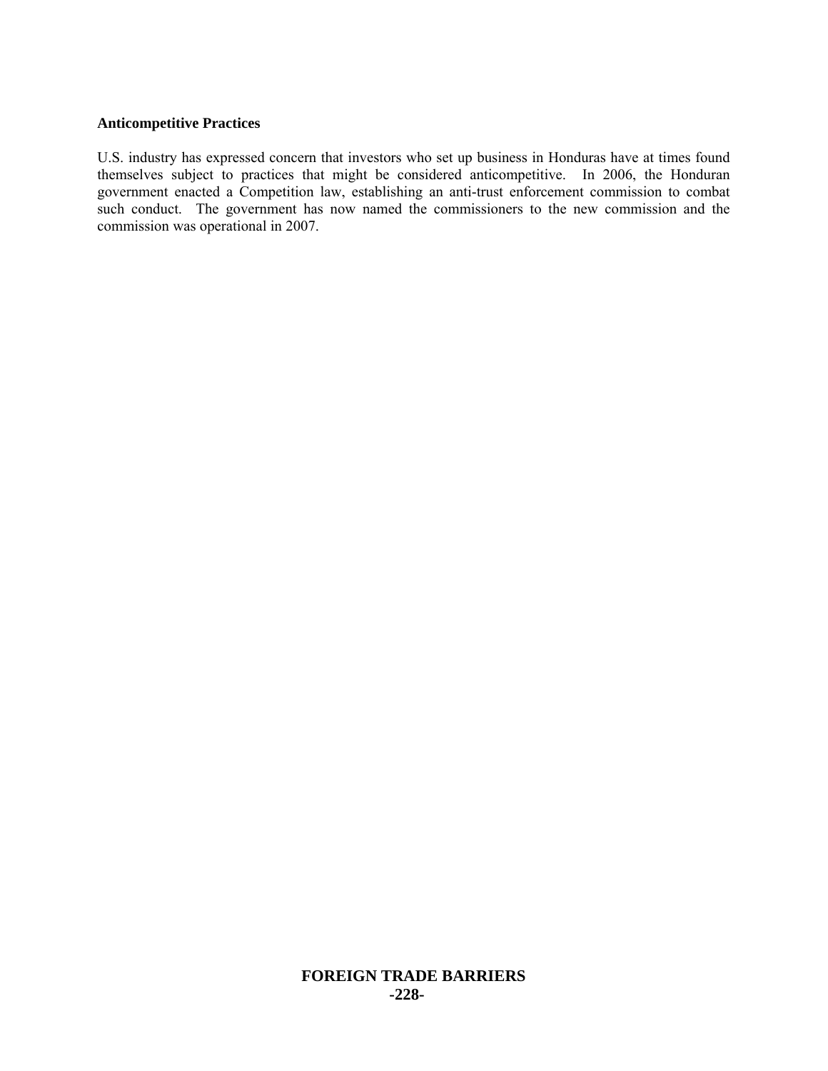**Anticompetitive Practices**

U.S. industry has expressed concern that investors who set up business in Honduras have at times found themselves subject to practices that might be considered anticompetitive. In 2006, the Honduran government enacted a Competition law, establishing an anti-trust enforcement commission to combat such conduct. The government has now named the commissioners to the new commission and the commission was operational in 2007.